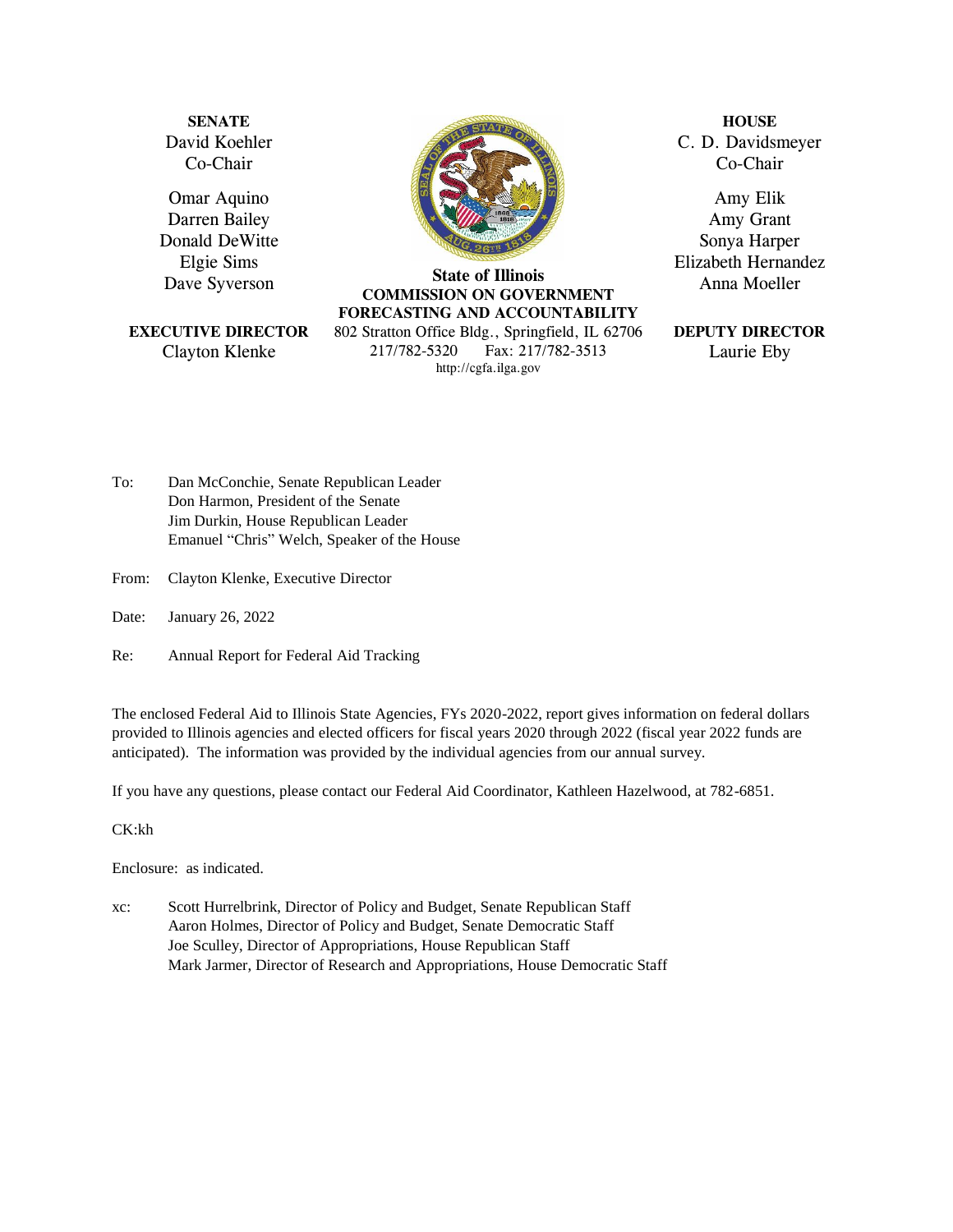**SENATE**
David Koehler
Co-Chair

Omar Aquino
Darren Bailey
Donald DeWitte
Elgie Sims
Dave Syverson

**EXECUTIVE DIRECTOR**
Clayton Klenke

**State of Illinois**
**COMMISSION ON GOVERNMENT FORECASTING AND ACCOUNTABILITY**
802 Stratton Office Bldg., Springfield, IL 62706
217/782-5320 Fax: 217/782-3513
http://cgfa.ilga.gov

**HOUSE**
C. D. Davidsmeyer
Co-Chair

Amy Elik
Amy Grant
Sonya Harper
Elizabeth Hernandez
Anna Moeller

**DEPUTY DIRECTOR**
Laurie Eby

To: Dan McConchie, Senate Republican Leader
Don Harmon, President of the Senate
Jim Durkin, House Republican Leader
Emanuel "Chris" Welch, Speaker of the House

From: Clayton Klenke, Executive Director

Date: January 26, 2022

Re: Annual Report for Federal Aid Tracking

The enclosed Federal Aid to Illinois State Agencies, FYs 2020-2022, report gives information on federal dollars provided to Illinois agencies and elected officers for fiscal years 2020 through 2022 (fiscal year 2022 funds are anticipated). The information was provided by the individual agencies from our annual survey.

If you have any questions, please contact our Federal Aid Coordinator, Kathleen Hazelwood, at 782-6851.

CK:kh

Enclosure: as indicated.

xc: Scott Hurrelbrink, Director of Policy and Budget, Senate Republican Staff
Aaron Holmes, Director of Policy and Budget, Senate Democratic Staff
Joe Sculley, Director of Appropriations, House Republican Staff
Mark Jarmer, Director of Research and Appropriations, House Democratic Staff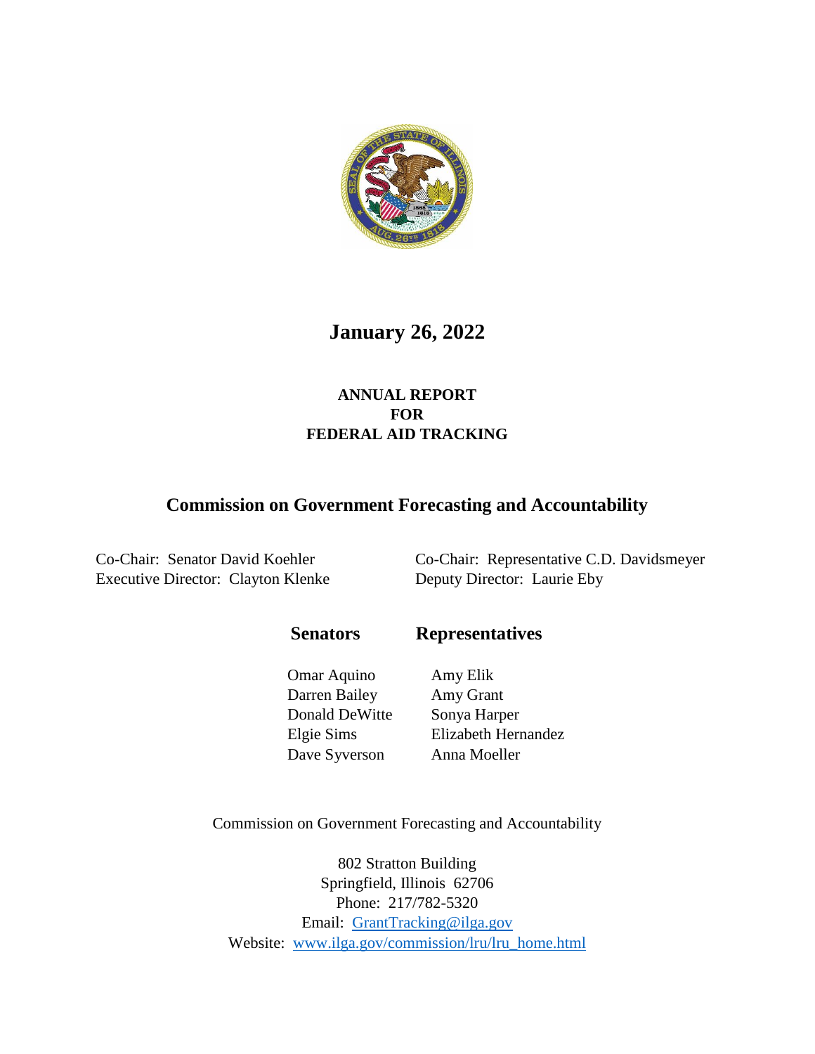# January 26, 2022

**ANNUAL REPORT**
**FOR**
**FEDERAL AID TRACKING**

## Commission on Government Forecasting and Accountability

Co-Chair: Senator David Koehler
Executive Director: Clayton Klenke

Co-Chair: Representative C.D. Davidsmeyer
Deputy Director: Laurie Eby

| Senators | Representatives |
|---|---|
| Omar Aquino | Amy Elik |
| Darren Bailey | Amy Grant |
| Donald DeWitte | Sonya Harper |
| Elgie Sims | Elizabeth Hernandez |
| Dave Syverson | Anna Moeller |

Commission on Government Forecasting and Accountability

802 Stratton Building
Springfield, Illinois 62706
Phone: 217/782-5320
Email: GrantTracking@ilga.gov
Website: www.ilga.gov/commission/lru/lru_home.html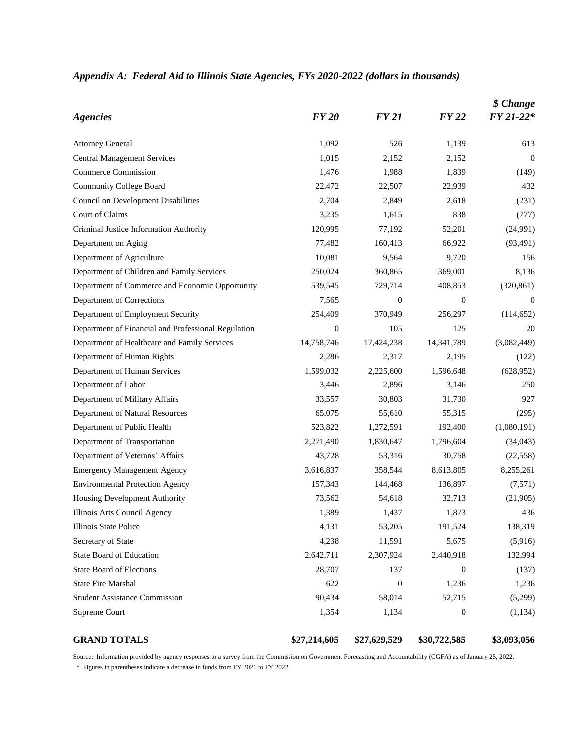### *Appendix A: Federal Aid to Illinois State Agencies, FYs 2020-2022 (dollars in thousands)*

| *Agencies* | *FY 20* | *FY 21* | *FY 22* | *$ Change FY 21-22** |
|---|---|---|---|---|
| Attorney General | 1,092 | 526 | 1,139 | 613 |
| Central Management Services | 1,015 | 2,152 | 2,152 | 0 |
| Commerce Commission | 1,476 | 1,988 | 1,839 | (149) |
| Community College Board | 22,472 | 22,507 | 22,939 | 432 |
| Council on Development Disabilities | 2,704 | 2,849 | 2,618 | (231) |
| Court of Claims | 3,235 | 1,615 | 838 | (777) |
| Criminal Justice Information Authority | 120,995 | 77,192 | 52,201 | (24,991) |
| Department on Aging | 77,482 | 160,413 | 66,922 | (93,491) |
| Department of Agriculture | 10,081 | 9,564 | 9,720 | 156 |
| Department of Children and Family Services | 250,024 | 360,865 | 369,001 | 8,136 |
| Department of Commerce and Economic Opportunity | 539,545 | 729,714 | 408,853 | (320,861) |
| Department of Corrections | 7,565 | 0 | 0 | 0 |
| Department of Employment Security | 254,409 | 370,949 | 256,297 | (114,652) |
| Department of Financial and Professional Regulation | 0 | 105 | 125 | 20 |
| Department of Healthcare and Family Services | 14,758,746 | 17,424,238 | 14,341,789 | (3,082,449) |
| Department of Human Rights | 2,286 | 2,317 | 2,195 | (122) |
| Department of Human Services | 1,599,032 | 2,225,600 | 1,596,648 | (628,952) |
| Department of Labor | 3,446 | 2,896 | 3,146 | 250 |
| Department of Military Affairs | 33,557 | 30,803 | 31,730 | 927 |
| Department of Natural Resources | 65,075 | 55,610 | 55,315 | (295) |
| Department of Public Health | 523,822 | 1,272,591 | 192,400 | (1,080,191) |
| Department of Transportation | 2,271,490 | 1,830,647 | 1,796,604 | (34,043) |
| Department of Veterans' Affairs | 43,728 | 53,316 | 30,758 | (22,558) |
| Emergency Management Agency | 3,616,837 | 358,544 | 8,613,805 | 8,255,261 |
| Environmental Protection Agency | 157,343 | 144,468 | 136,897 | (7,571) |
| Housing Development Authority | 73,562 | 54,618 | 32,713 | (21,905) |
| Illinois Arts Council Agency | 1,389 | 1,437 | 1,873 | 436 |
| Illinois State Police | 4,131 | 53,205 | 191,524 | 138,319 |
| Secretary of State | 4,238 | 11,591 | 5,675 | (5,916) |
| State Board of Education | 2,642,711 | 2,307,924 | 2,440,918 | 132,994 |
| State Board of Elections | 28,707 | 137 | 0 | (137) |
| State Fire Marshal | 622 | 0 | 1,236 | 1,236 |
| Student Assistance Commission | 90,434 | 58,014 | 52,715 | (5,299) |
| Supreme Court | 1,354 | 1,134 | 0 | (1,134) |
| **GRAND TOTALS** | **$27,214,605** | **$27,629,529** | **$30,722,585** | **$3,093,056** |

Source: Information provided by agency responses to a survey from the Commission on Government Forecasting and Accountability (CGFA) as of January 25, 2022.

\* Figures in parentheses indicate a decrease in funds from FY 2021 to FY 2022.